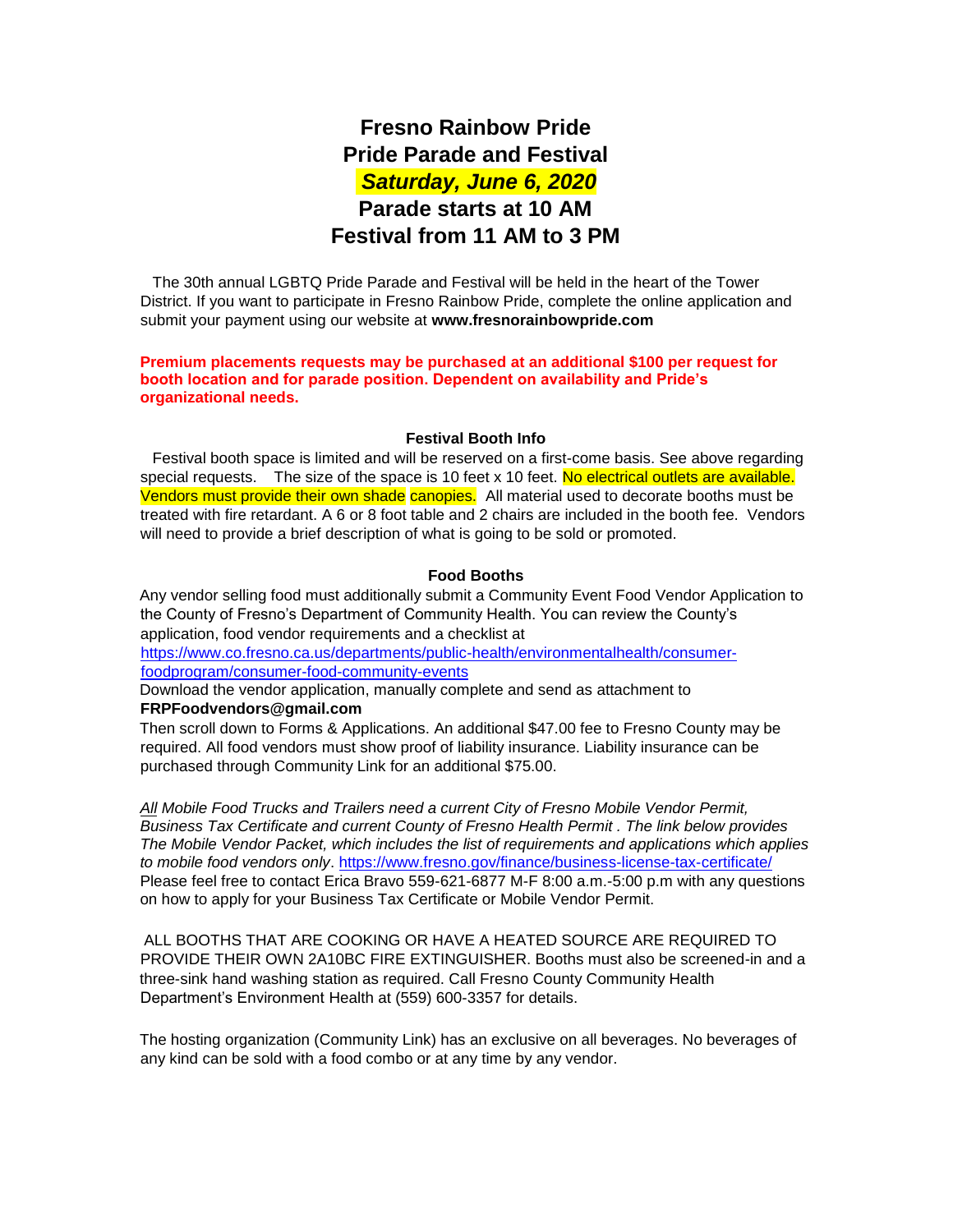# Fresno Rainbow Pride

# Pride Parade and Festival

# *Saturday, June 6, 2020*

# Parade starts at 10 AM

# Festival from 11 AM to 3 PM

The 30th annual LGBTQ Pride Parade and Festival will be held in the heart of the Tower District. If you want to participate in Fresno Rainbow Pride, complete the online application and submit your payment using our website at **www.fresnorainbowpride.com**

**Premium placements requests may be purchased at an additional $100 per request for booth location and for parade position. Dependent on availability and Pride's organizational needs.**

### Festival Booth Info

Festival booth space is limited and will be reserved on a first-come basis. See above regarding special requests. The size of the space is 10 feet x 10 feet. No electrical outlets are available. Vendors must provide their own shade canopies. All material used to decorate booths must be treated with fire retardant. A 6 or 8 foot table and 2 chairs are included in the booth fee. Vendors will need to provide a brief description of what is going to be sold or promoted.

### Food Booths

Any vendor selling food must additionally submit a Community Event Food Vendor Application to the County of Fresno's Department of Community Health. You can review the County's application, food vendor requirements and a checklist at https://www.co.fresno.ca.us/departments/public-health/environmentalhealth/consumer-foodprogram/consumer-food-community-events
Download the vendor application, manually complete and send as attachment to **FRPFoodvendors@gmail.com**
Then scroll down to Forms & Applications. An additional $47.00 fee to Fresno County may be required. All food vendors must show proof of liability insurance. Liability insurance can be purchased through Community Link for an additional $75.00.

*All Mobile Food Trucks and Trailers need a current City of Fresno Mobile Vendor Permit, Business Tax Certificate and current County of Fresno Health Permit . The link below provides The Mobile Vendor Packet, which includes the list of requirements and applications which applies to mobile food vendors only*. https://www.fresno.gov/finance/business-license-tax-certificate/ Please feel free to contact Erica Bravo 559-621-6877 M-F 8:00 a.m.-5:00 p.m with any questions on how to apply for your Business Tax Certificate or Mobile Vendor Permit.

ALL BOOTHS THAT ARE COOKING OR HAVE A HEATED SOURCE ARE REQUIRED TO PROVIDE THEIR OWN 2A10BC FIRE EXTINGUISHER. Booths must also be screened-in and a three-sink hand washing station as required. Call Fresno County Community Health Department's Environment Health at (559) 600-3357 for details.

The hosting organization (Community Link) has an exclusive on all beverages. No beverages of any kind can be sold with a food combo or at any time by any vendor.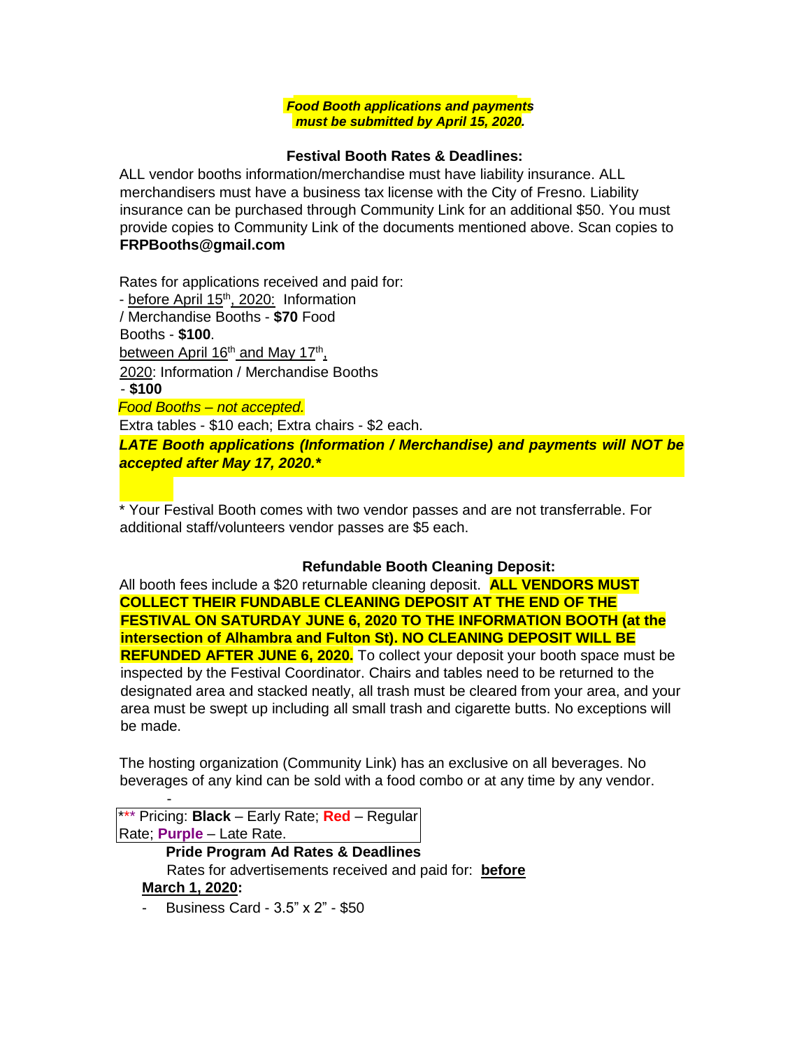***Food Booth applications and payments must be submitted by April 15, 2020.***

**Festival Booth Rates & Deadlines:**

ALL vendor booths information/merchandise must have liability insurance. ALL merchandisers must have a business tax license with the City of Fresno. Liability insurance can be purchased through Community Link for an additional $50. You must provide copies to Community Link of the documents mentioned above. Scan copies to **FRPBooths@gmail.com**

Rates for applications received and paid for:

- before April 15th, 2020: Information / Merchandise Booths - **$70** Food Booths - **$100**.

between April 16th and May 17th, 2020: Information / Merchandise Booths - **$100**

*Food Booths – not accepted.*

Extra tables - $10 each; Extra chairs - $2 each.

***LATE Booth applications (Information / Merchandise) and payments will NOT be accepted after May 17, 2020.****

* Your Festival Booth comes with two vendor passes and are not transferrable. For additional staff/volunteers vendor passes are $5 each.

**Refundable Booth Cleaning Deposit:**

All booth fees include a $20 returnable cleaning deposit. **ALL VENDORS MUST COLLECT THEIR FUNDABLE CLEANING DEPOSIT AT THE END OF THE FESTIVAL ON SATURDAY JUNE 6, 2020 TO THE INFORMATION BOOTH (at the intersection of Alhambra and Fulton St). NO CLEANING DEPOSIT WILL BE REFUNDED AFTER JUNE 6, 2020.** To collect your deposit your booth space must be inspected by the Festival Coordinator. Chairs and tables need to be returned to the designated area and stacked neatly, all trash must be cleared from your area, and your area must be swept up including all small trash and cigarette butts. No exceptions will be made.

The hosting organization (Community Link) has an exclusive on all beverages. No beverages of any kind can be sold with a food combo or at any time by any vendor.

*** Pricing: **Black** – Early Rate; **Red** – Regular Rate; **Purple** – Late Rate.

**Pride Program Ad Rates & Deadlines**

Rates for advertisements received and paid for: **before March 1, 2020:**

- Business Card - 3.5" x 2" - $50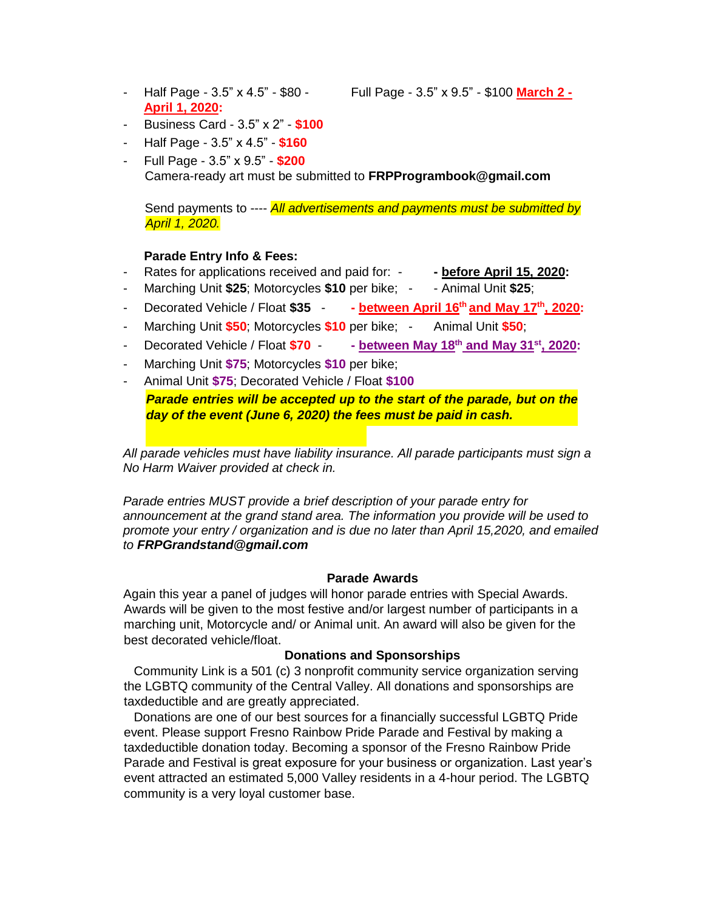- Half Page - 3.5” x 4.5” - $80 - Full Page - 3.5” x 9.5” - $100 **March 2 - April 1, 2020:**
- Business Card - 3.5” x 2” - **$100**
- Half Page - 3.5” x 4.5” - **$160**
- Full Page - 3.5” x 9.5” - **$200**
  Camera-ready art must be submitted to **FRPProgrambook@gmail.com**

  Send payments to ---- *All advertisements and payments must be submitted by April 1, 2020.*

  **Parade Entry Info & Fees:**
- Rates for applications received and paid for: - **- before April 15, 2020:**
- Marching Unit **$25**; Motorcycles **$10** per bike; - - Animal Unit **$25**;
- Decorated Vehicle / Float **$35** - **- between April 16th and May 17th, 2020:**
- Marching Unit **$50**; Motorcycles **$10** per bike; - Animal Unit **$50**;
- Decorated Vehicle / Float **$70** - **- between May 18th and May 31st, 2020:**
- Marching Unit **$75**; Motorcycles **$10** per bike;
- Animal Unit **$75**; Decorated Vehicle / Float **$100**

  ***Parade entries will be accepted up to the start of the parade, but on the day of the event (June 6, 2020) the fees must be paid in cash.***

*All parade vehicles must have liability insurance. All parade participants must sign a No Harm Waiver provided at check in.*

*Parade entries MUST provide a brief description of your parade entry for announcement at the grand stand area. The information you provide will be used to promote your entry / organization and is due no later than April 15,2020, and emailed to* ***FRPGrandstand@gmail.com***

**Parade Awards**

Again this year a panel of judges will honor parade entries with Special Awards. Awards will be given to the most festive and/or largest number of participants in a marching unit, Motorcycle and/ or Animal unit. An award will also be given for the best decorated vehicle/float.

**Donations and Sponsorships**

Community Link is a 501 (c) 3 nonprofit community service organization serving the LGBTQ community of the Central Valley. All donations and sponsorships are taxdeductible and are greatly appreciated.

Donations are one of our best sources for a financially successful LGBTQ Pride event. Please support Fresno Rainbow Pride Parade and Festival by making a taxdeductible donation today. Becoming a sponsor of the Fresno Rainbow Pride Parade and Festival is great exposure for your business or organization. Last year’s event attracted an estimated 5,000 Valley residents in a 4-hour period. The LGBTQ community is a very loyal customer base.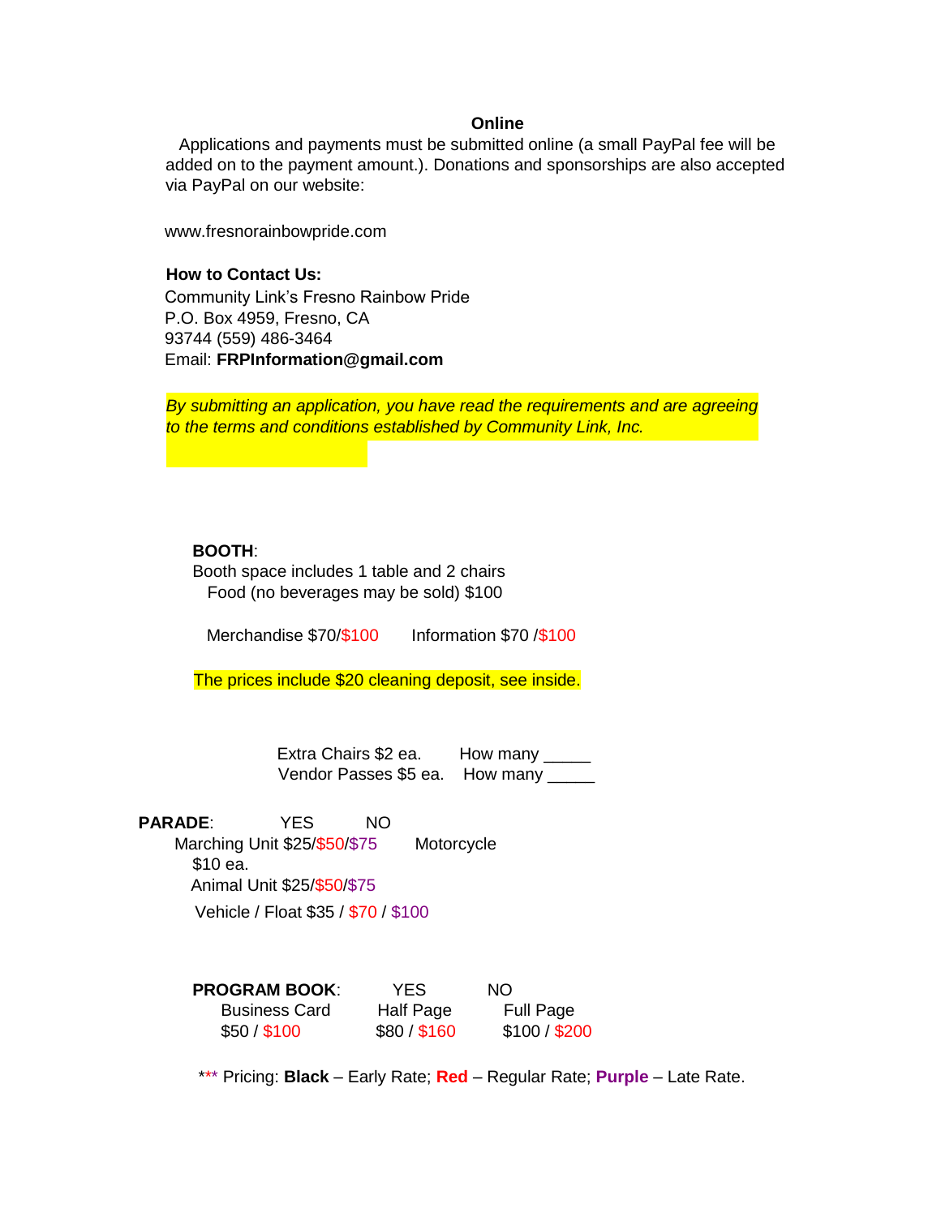**Online**

Applications and payments must be submitted online (a small PayPal fee will be added on to the payment amount.). Donations and sponsorships are also accepted via PayPal on our website:

www.fresnorainbowpride.com

**How to Contact Us:**
Community Link's Fresno Rainbow Pride
P.O. Box 4959, Fresno, CA
93744 (559) 486-3464
Email: **FRPInformation@gmail.com**

*By submitting an application, you have read the requirements and are agreeing to the terms and conditions established by Community Link, Inc.*

**BOOTH**:
Booth space includes 1 table and 2 chairs
Food (no beverages may be sold) $100

Merchandise $70/$100 Information $70 /$100

The prices include $20 cleaning deposit, see inside.

Extra Chairs $2 ea. How many _____
Vendor Passes $5 ea. How many _____

**PARADE**: YES NO
Marching Unit $25/$50/$75 Motorcycle $10 ea.
Animal Unit $25/$50/$75
Vehicle / Float $35 / $70 / $100

**PROGRAM BOOK**: YES NO

| Business Card | Half Page | Full Page |
|---|---|---|
| $50 / $100 | $80 / $160 | $100 / $200 |

*** Pricing: **Black** – Early Rate; **Red** – Regular Rate; **Purple** – Late Rate.